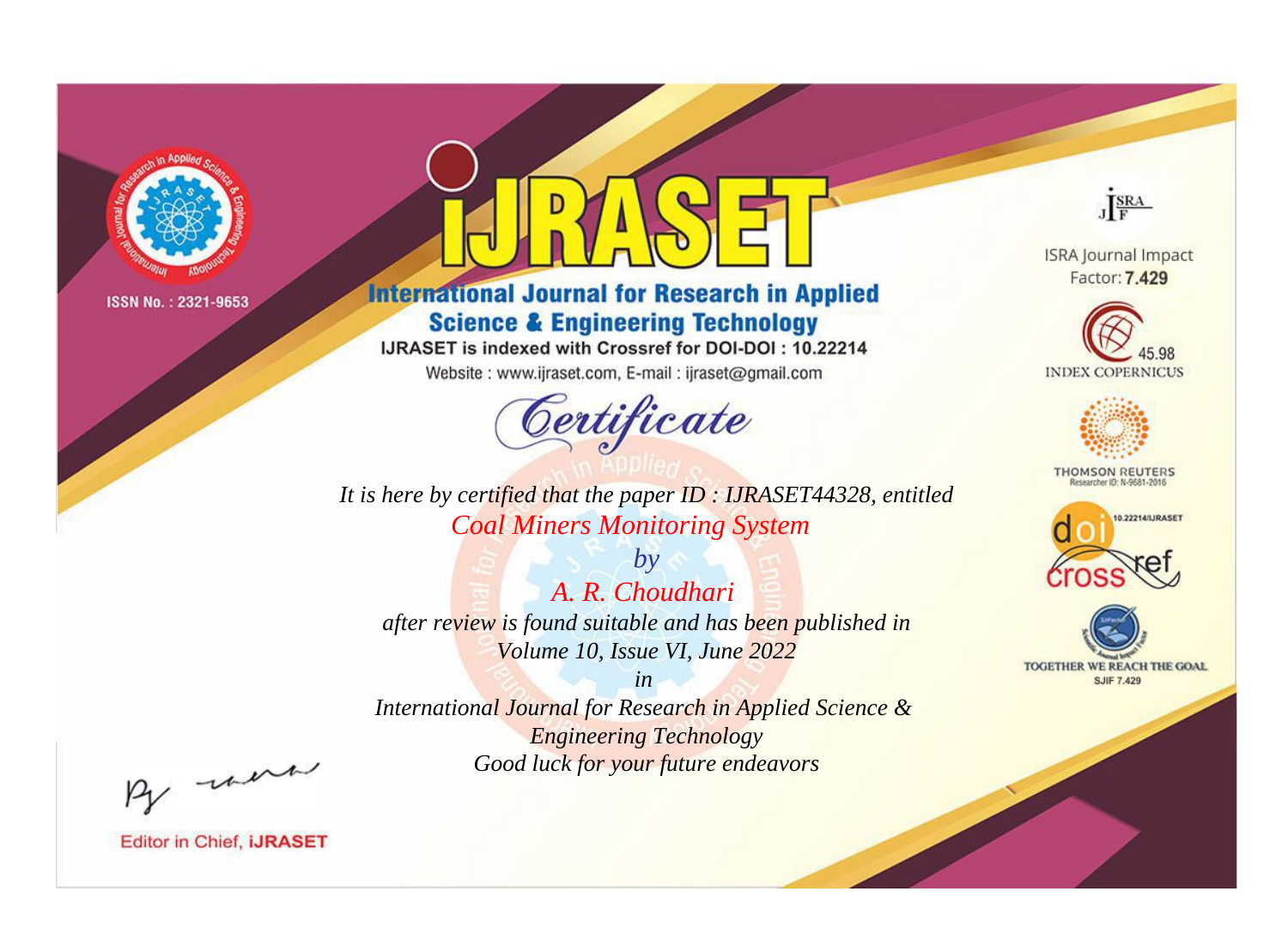ISSN No. : 2321-9653

# IJRASET

## International Journal for Research in Applied Science & Engineering Technology

IJRASET is indexed with Crossref for DOI-DOI : 10.22214

Website : www.ijraset.com, E-mail : ijraset@gmail.com

ISRA Journal Impact Factor: **7.429**

45.98 INDEX COPERNICUS

THOMSON REUTERS Researcher ID: N-9681-2016

10.22214/IJRASET

TOGETHER WE REACH THE GOAL SJIF 7.429

## *Certificate*

*It is here by certified that the paper ID : IJRASET44328, entitled*

*Coal Miners Monitoring System*

*by*

*A. R. Choudhari*

*after review is found suitable and has been published in*

*Volume 10, Issue VI, June 2022*

*in*

*International Journal for Research in Applied Science & Engineering Technology*

*Good luck for your future endeavors*

Editor in Chief, **IJRASET**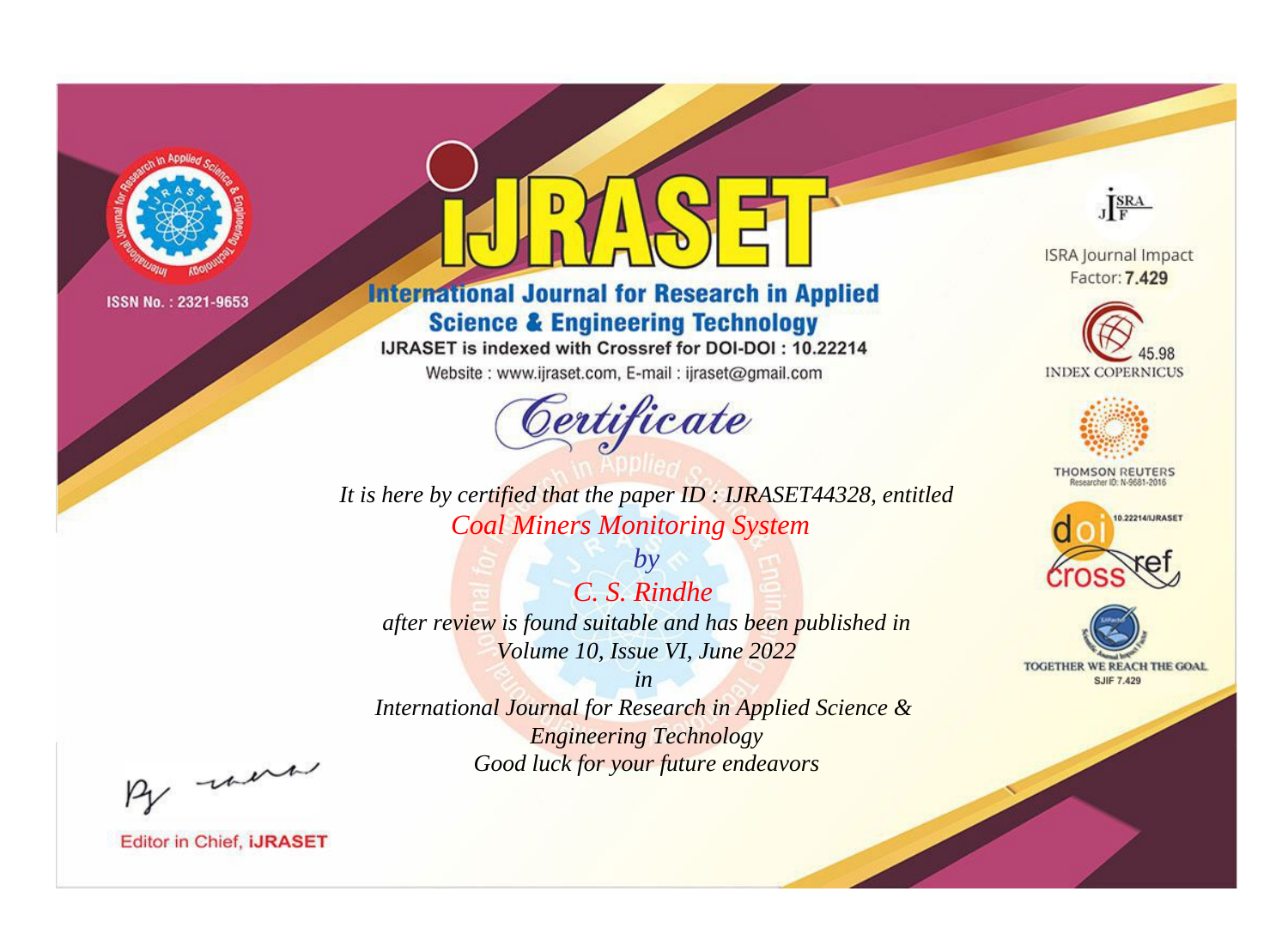ISSN No. : 2321-9653

# iJRASET

## International Journal for Research in Applied Science & Engineering Technology

IJRASET is indexed with Crossref for DOI-DOI : 10.22214

Website : www.ijraset.com, E-mail : ijraset@gmail.com

# Certificate

*It is here by certified that the paper ID : IJRASET44328, entitled*

*Coal Miners Monitoring System*

*by*

*C. S. Rindhe*

*after review is found suitable and has been published in*

*Volume 10, Issue VI, June 2022*

*in*

*International Journal for Research in Applied Science & Engineering Technology*

*Good luck for your future endeavors*

ISRA Journal Impact Factor: **7.429**

45.98 INDEX COPERNICUS

THOMSON REUTERS Researcher ID: N-9681-2016

10.22214/IJRASET

TOGETHER WE REACH THE GOAL SJIF 7.429

Editor in Chief, **iJRASET**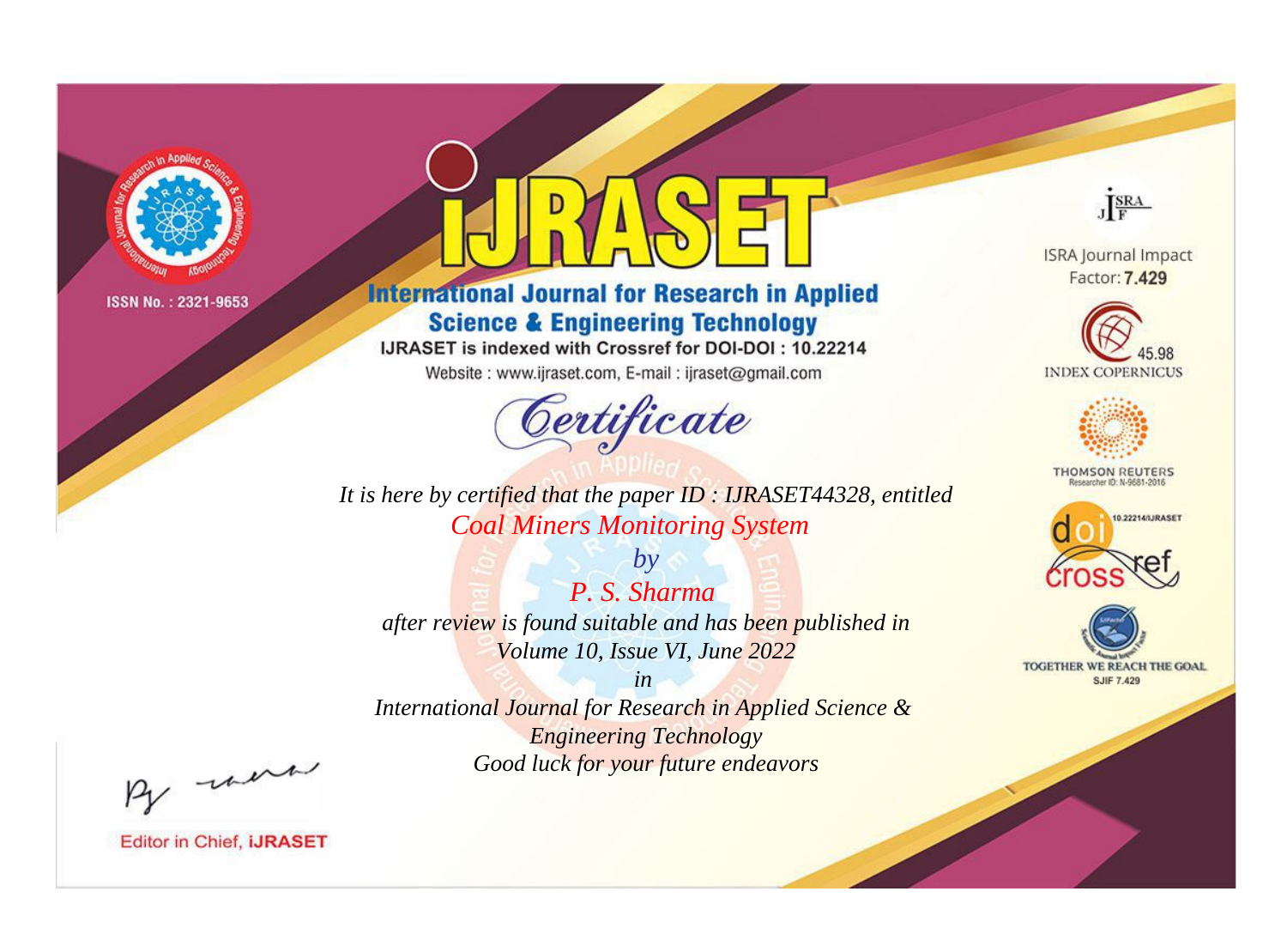ISSN No. : 2321-9653

# iJRASET

## International Journal for Research in Applied Science & Engineering Technology

IJRASET is indexed with Crossref for DOI-DOI : 10.22214

Website : www.ijraset.com, E-mail : ijraset@gmail.com

ISRA Journal Impact Factor: **7.429**

45.98 INDEX COPERNICUS

THOMSON REUTERS Researcher ID: N-9681-2016

10.22214/IJRASET

TOGETHER WE REACH THE GOAL SJIF 7.429

# *Certificate*

*It is here by certified that the paper ID : IJRASET44328, entitled*

*Coal Miners Monitoring System*

*by*

*P. S. Sharma*

*after review is found suitable and has been published in*

*Volume 10, Issue VI, June 2022*

*in*

*International Journal for Research in Applied Science & Engineering Technology*

*Good luck for your future endeavors*

Editor in Chief, **iJRASET**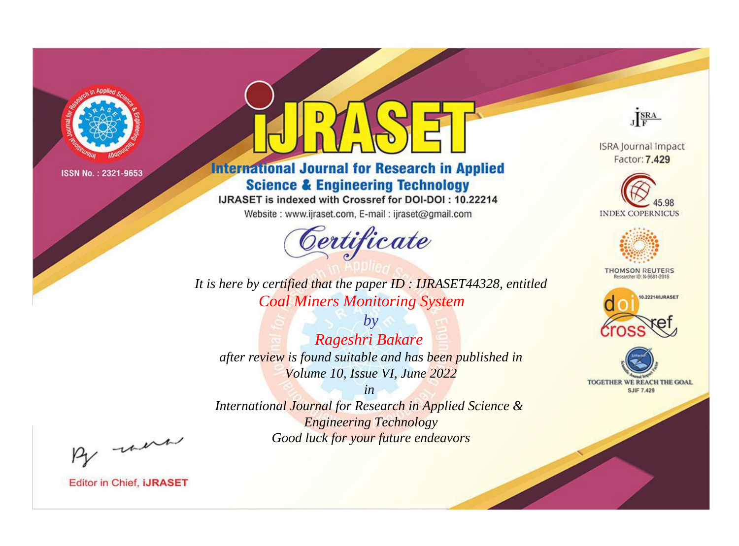ISSN No. : 2321-9653

# iJRASET

## International Journal for Research in Applied Science & Engineering Technology

IJRASET is indexed with Crossref for DOI-DOI : 10.22214

Website : www.ijraset.com, E-mail : ijraset@gmail.com

# Certificate

*It is here by certified that the paper ID : IJRASET44328, entitled*

*Coal Miners Monitoring System*

*by*

*Rageshri Bakare*

*after review is found suitable and has been published in*

*Volume 10, Issue VI, June 2022*

*in*

*International Journal for Research in Applied Science & Engineering Technology*

*Good luck for your future endeavors*

ISRA Journal Impact Factor: **7.429**

45.98 INDEX COPERNICUS

THOMSON REUTERS Researcher ID: N-9681-2016

10.22214/IJRASET

TOGETHER WE REACH THE GOAL SJIF 7.429

Editor in Chief, **iJRASET**